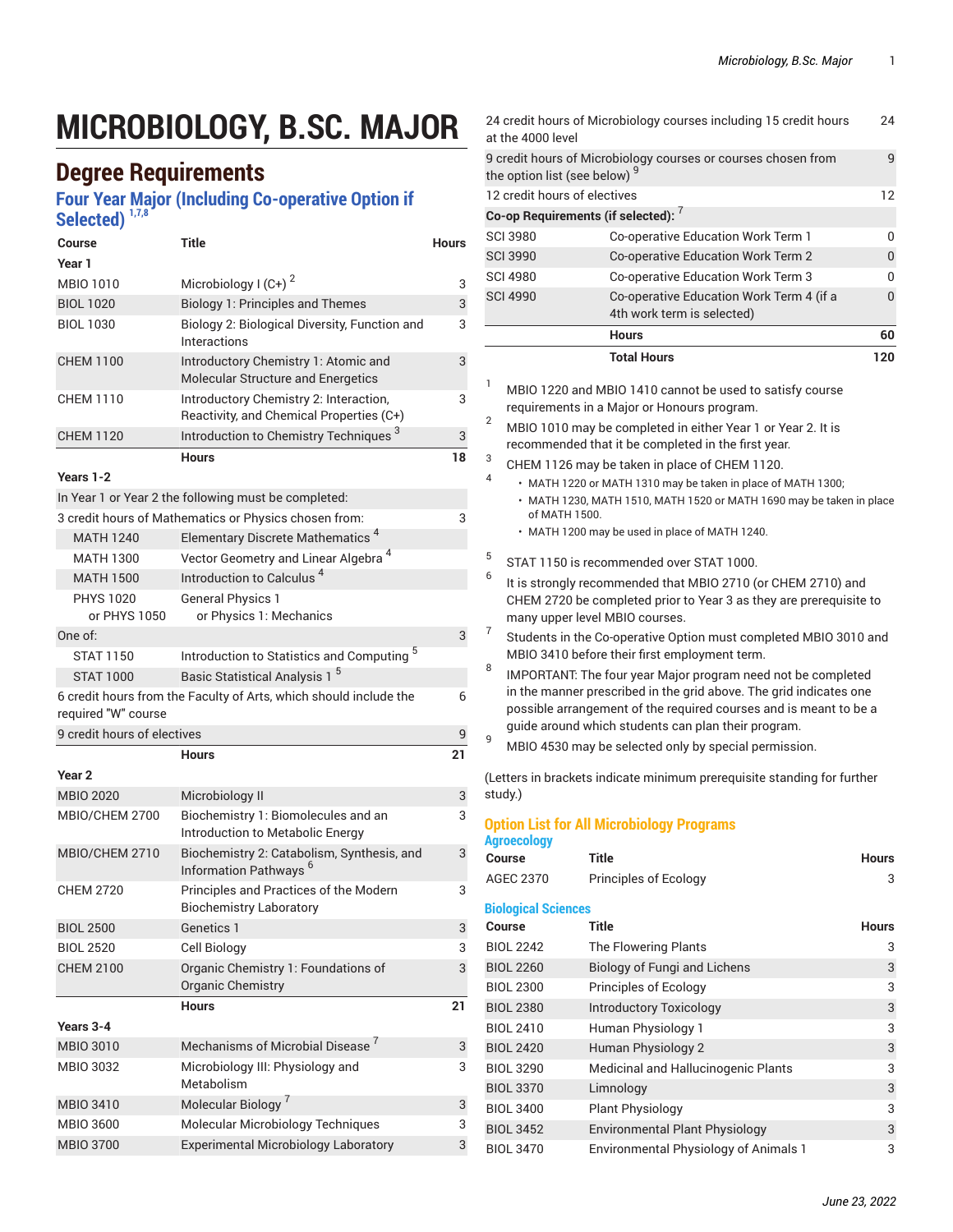# MICROBIOLOGY, B.SC. MAJOR

## Degree Requirements

### Four Year Major (Including Co-operative Option if Selected) [1,7,8]

| Course | Title | Hours |
|---|---|---|
| **Year 1** | | |
| MBIO 1010 | Microbiology I (C+) [2] | 3 |
| BIOL 1020 | Biology 1: Principles and Themes | 3 |
| BIOL 1030 | Biology 2: Biological Diversity, Function and Interactions | 3 |
| CHEM 1100 | Introductory Chemistry 1: Atomic and Molecular Structure and Energetics | 3 |
| CHEM 1110 | Introductory Chemistry 2: Interaction, Reactivity, and Chemical Properties (C+) | 3 |
| CHEM 1120 | Introduction to Chemistry Techniques [3] | 3 |
| | **Hours** | **18** |
| **Years 1-2** | | |
| In Year 1 or Year 2 the following must be completed: | | |
| 3 credit hours of Mathematics or Physics chosen from: | | 3 |
| MATH 1240 | Elementary Discrete Mathematics [4] | |
| MATH 1300 | Vector Geometry and Linear Algebra [4] | |
| MATH 1500 | Introduction to Calculus [4] | |
| PHYS 1020 or PHYS 1050 | General Physics 1 or Physics 1: Mechanics | |
| One of: | | 3 |
| STAT 1150 | Introduction to Statistics and Computing [5] | |
| STAT 1000 | Basic Statistical Analysis 1 [5] | |
| 6 credit hours from the Faculty of Arts, which should include the required "W" course | | 6 |
| 9 credit hours of electives | | 9 |
| | **Hours** | **21** |
| **Year 2** | | |
| MBIO 2020 | Microbiology II | 3 |
| MBIO/CHEM 2700 | Biochemistry 1: Biomolecules and an Introduction to Metabolic Energy | 3 |
| MBIO/CHEM 2710 | Biochemistry 2: Catabolism, Synthesis, and Information Pathways [6] | 3 |
| CHEM 2720 | Principles and Practices of the Modern Biochemistry Laboratory | 3 |
| BIOL 2500 | Genetics 1 | 3 |
| BIOL 2520 | Cell Biology | 3 |
| CHEM 2100 | Organic Chemistry 1: Foundations of Organic Chemistry | 3 |
| | **Hours** | **21** |
| **Years 3-4** | | |
| MBIO 3010 | Mechanisms of Microbial Disease [7] | 3 |
| MBIO 3032 | Microbiology III: Physiology and Metabolism | 3 |
| MBIO 3410 | Molecular Biology [7] | 3 |
| MBIO 3600 | Molecular Microbiology Techniques | 3 |
| MBIO 3700 | Experimental Microbiology Laboratory | 3 |
| 24 credit hours of Microbiology courses including 15 credit hours at the 4000 level | | 24 |
| 9 credit hours of Microbiology courses or courses chosen from the option list (see below) [9] | | 9 |
| 12 credit hours of electives | | 12 |
| **Co-op Requirements (if selected):** [7] | | |
| SCI 3980 | Co-operative Education Work Term 1 | 0 |
| SCI 3990 | Co-operative Education Work Term 2 | 0 |
| SCI 4980 | Co-operative Education Work Term 3 | 0 |
| SCI 4990 | Co-operative Education Work Term 4 (if a 4th work term is selected) | 0 |
| | **Hours** | **60** |
| | **Total Hours** | **120** |

1. MBIO 1220 and MBIO 1410 cannot be used to satisfy course requirements in a Major or Honours program.
2. MBIO 1010 may be completed in either Year 1 or Year 2. It is recommended that it be completed in the first year.
3. CHEM 1126 may be taken in place of CHEM 1120.
4. 
   - MATH 1220 or MATH 1310 may be taken in place of MATH 1300;
   - MATH 1230, MATH 1510, MATH 1520 or MATH 1690 may be taken in place of MATH 1500.
   - MATH 1200 may be used in place of MATH 1240.
5. STAT 1150 is recommended over STAT 1000.
6. It is strongly recommended that MBIO 2710 (or CHEM 2710) and CHEM 2720 be completed prior to Year 3 as they are prerequisite to many upper level MBIO courses.
7. Students in the Co-operative Option must completed MBIO 3010 and MBIO 3410 before their first employment term.
8. IMPORTANT: The four year Major program need not be completed in the manner prescribed in the grid above. The grid indicates one possible arrangement of the required courses and is meant to be a guide around which students can plan their program.
9. MBIO 4530 may be selected only by special permission.

(Letters in brackets indicate minimum prerequisite standing for further study.)

## Option List for All Microbiology Programs

### Agroecology

| Course | Title | Hours |
|---|---|---|
| AGEC 2370 | Principles of Ecology | 3 |

### Biological Sciences

| Course | Title | Hours |
|---|---|---|
| BIOL 2242 | The Flowering Plants | 3 |
| BIOL 2260 | Biology of Fungi and Lichens | 3 |
| BIOL 2300 | Principles of Ecology | 3 |
| BIOL 2380 | Introductory Toxicology | 3 |
| BIOL 2410 | Human Physiology 1 | 3 |
| BIOL 2420 | Human Physiology 2 | 3 |
| BIOL 3290 | Medicinal and Hallucinogenic Plants | 3 |
| BIOL 3370 | Limnology | 3 |
| BIOL 3400 | Plant Physiology | 3 |
| BIOL 3452 | Environmental Plant Physiology | 3 |
| BIOL 3470 | Environmental Physiology of Animals 1 | 3 |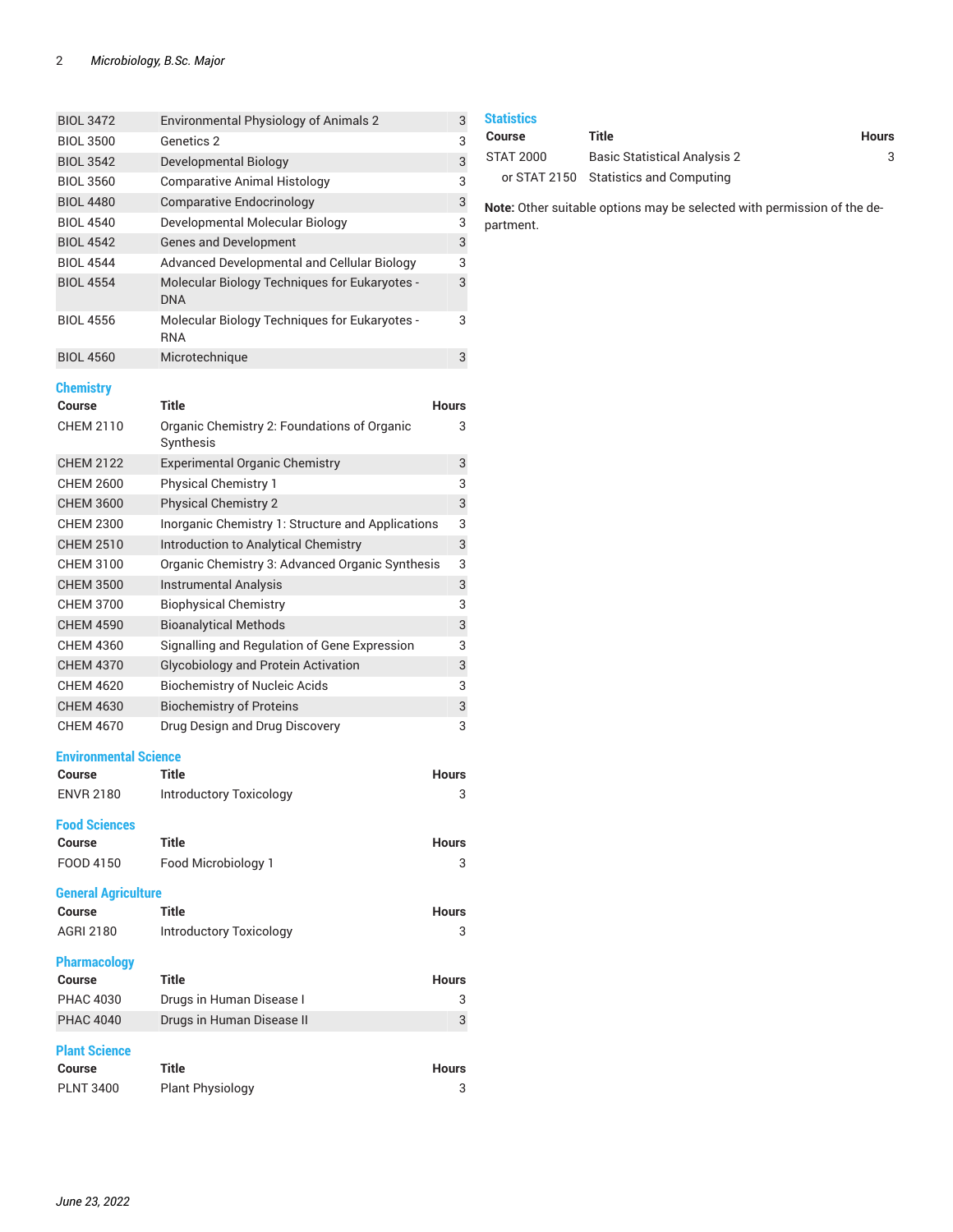| | | |
|---|---|---|
| BIOL 3472 | Environmental Physiology of Animals 2 | 3 |
| BIOL 3500 | Genetics 2 | 3 |
| BIOL 3542 | Developmental Biology | 3 |
| BIOL 3560 | Comparative Animal Histology | 3 |
| BIOL 4480 | Comparative Endocrinology | 3 |
| BIOL 4540 | Developmental Molecular Biology | 3 |
| BIOL 4542 | Genes and Development | 3 |
| BIOL 4544 | Advanced Developmental and Cellular Biology | 3 |
| BIOL 4554 | Molecular Biology Techniques for Eukaryotes - DNA | 3 |
| BIOL 4556 | Molecular Biology Techniques for Eukaryotes - RNA | 3 |
| BIOL 4560 | Microtechnique | 3 |

### Chemistry

| Course | Title | Hours |
|---|---|---|
| CHEM 2110 | Organic Chemistry 2: Foundations of Organic Synthesis | 3 |
| CHEM 2122 | Experimental Organic Chemistry | 3 |
| CHEM 2600 | Physical Chemistry 1 | 3 |
| CHEM 3600 | Physical Chemistry 2 | 3 |
| CHEM 2300 | Inorganic Chemistry 1: Structure and Applications | 3 |
| CHEM 2510 | Introduction to Analytical Chemistry | 3 |
| CHEM 3100 | Organic Chemistry 3: Advanced Organic Synthesis | 3 |
| CHEM 3500 | Instrumental Analysis | 3 |
| CHEM 3700 | Biophysical Chemistry | 3 |
| CHEM 4590 | Bioanalytical Methods | 3 |
| CHEM 4360 | Signalling and Regulation of Gene Expression | 3 |
| CHEM 4370 | Glycobiology and Protein Activation | 3 |
| CHEM 4620 | Biochemistry of Nucleic Acids | 3 |
| CHEM 4630 | Biochemistry of Proteins | 3 |
| CHEM 4670 | Drug Design and Drug Discovery | 3 |

### Environmental Science

| Course | Title | Hours |
|---|---|---|
| ENVR 2180 | Introductory Toxicology | 3 |

### Food Sciences

| Course | Title | Hours |
|---|---|---|
| FOOD 4150 | Food Microbiology 1 | 3 |

### General Agriculture

| Course | Title | Hours |
|---|---|---|
| AGRI 2180 | Introductory Toxicology | 3 |

### Pharmacology

| Course | Title | Hours |
|---|---|---|
| PHAC 4030 | Drugs in Human Disease I | 3 |
| PHAC 4040 | Drugs in Human Disease II | 3 |

### Plant Science

| Course | Title | Hours |
|---|---|---|
| PLNT 3400 | Plant Physiology | 3 |

### Statistics

| Course | Title | Hours |
|---|---|---|
| STAT 2000 | Basic Statistical Analysis 2 | 3 |
| or STAT 2150 | Statistics and Computing | |

**Note:** Other suitable options may be selected with permission of the department.